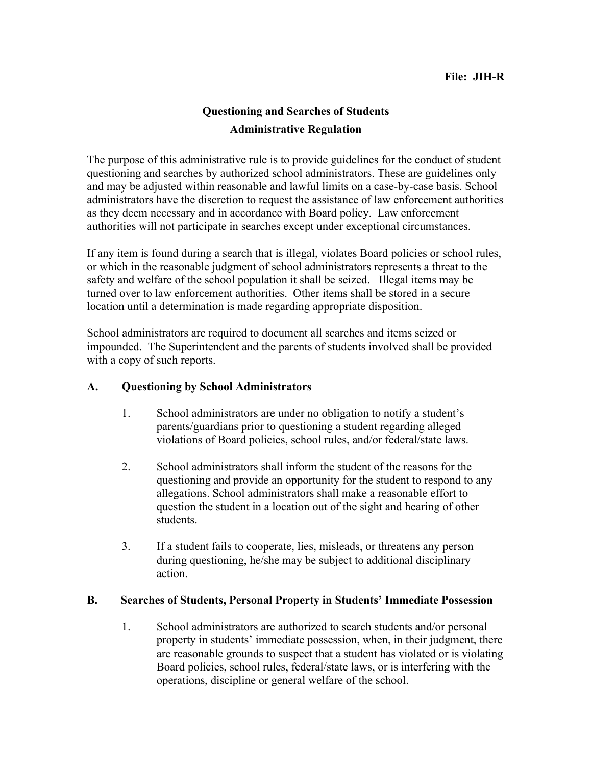File: JIH-R

# Questioning and Searches of Students
## Administrative Regulation

The purpose of this administrative rule is to provide guidelines for the conduct of student questioning and searches by authorized school administrators. These are guidelines only and may be adjusted within reasonable and lawful limits on a case-by-case basis. School administrators have the discretion to request the assistance of law enforcement authorities as they deem necessary and in accordance with Board policy. Law enforcement authorities will not participate in searches except under exceptional circumstances.

If any item is found during a search that is illegal, violates Board policies or school rules, or which in the reasonable judgment of school administrators represents a threat to the safety and welfare of the school population it shall be seized. Illegal items may be turned over to law enforcement authorities. Other items shall be stored in a secure location until a determination is made regarding appropriate disposition.

School administrators are required to document all searches and items seized or impounded. The Superintendent and the parents of students involved shall be provided with a copy of such reports.

### A. Questioning by School Administrators

1. School administrators are under no obligation to notify a student's parents/guardians prior to questioning a student regarding alleged violations of Board policies, school rules, and/or federal/state laws.

2. School administrators shall inform the student of the reasons for the questioning and provide an opportunity for the student to respond to any allegations. School administrators shall make a reasonable effort to question the student in a location out of the sight and hearing of other students.

3. If a student fails to cooperate, lies, misleads, or threatens any person during questioning, he/she may be subject to additional disciplinary action.

### B. Searches of Students, Personal Property in Students' Immediate Possession

1. School administrators are authorized to search students and/or personal property in students' immediate possession, when, in their judgment, there are reasonable grounds to suspect that a student has violated or is violating Board policies, school rules, federal/state laws, or is interfering with the operations, discipline or general welfare of the school.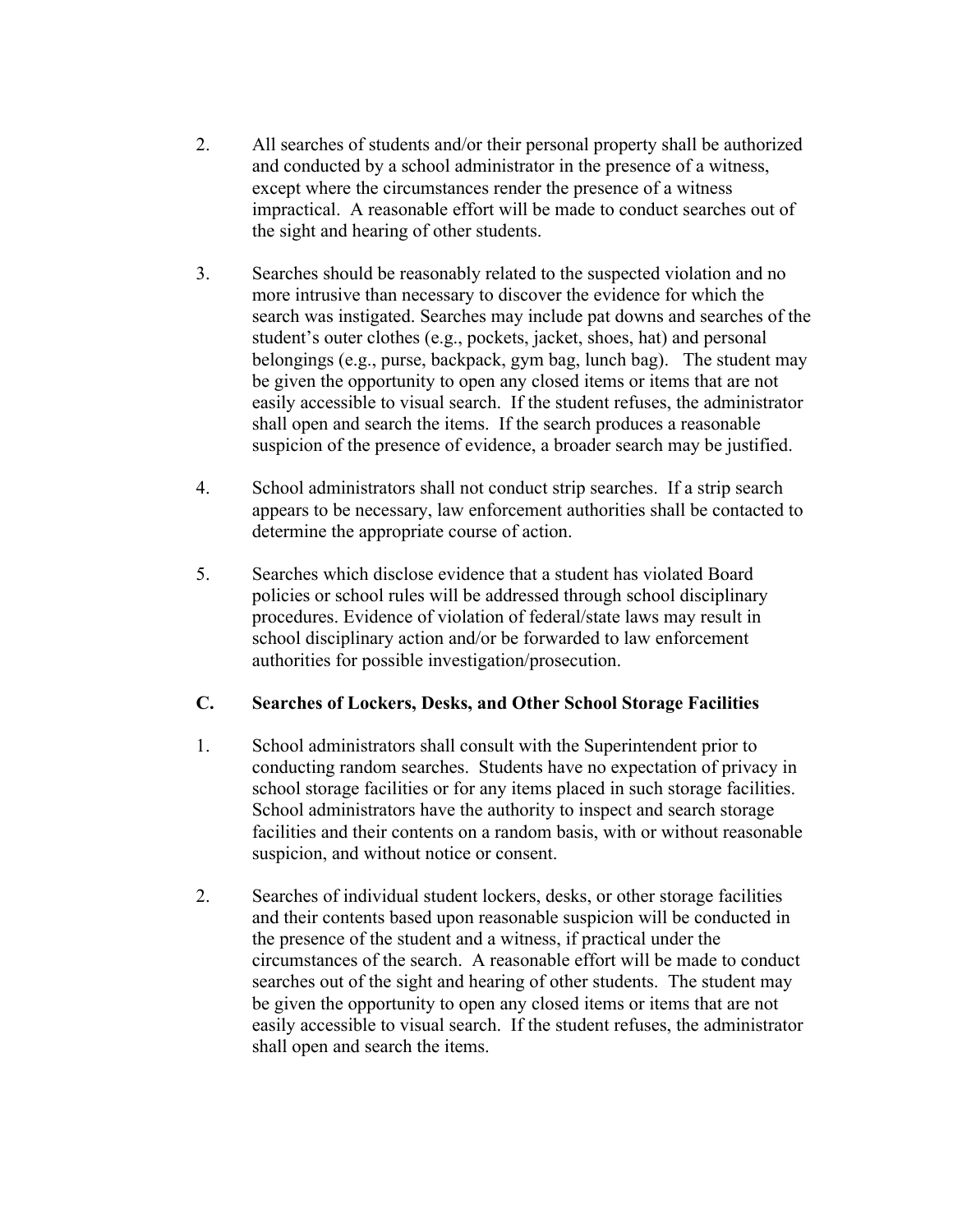2. All searches of students and/or their personal property shall be authorized and conducted by a school administrator in the presence of a witness, except where the circumstances render the presence of a witness impractical. A reasonable effort will be made to conduct searches out of the sight and hearing of other students.

3. Searches should be reasonably related to the suspected violation and no more intrusive than necessary to discover the evidence for which the search was instigated. Searches may include pat downs and searches of the student's outer clothes (e.g., pockets, jacket, shoes, hat) and personal belongings (e.g., purse, backpack, gym bag, lunch bag). The student may be given the opportunity to open any closed items or items that are not easily accessible to visual search. If the student refuses, the administrator shall open and search the items. If the search produces a reasonable suspicion of the presence of evidence, a broader search may be justified.

4. School administrators shall not conduct strip searches. If a strip search appears to be necessary, law enforcement authorities shall be contacted to determine the appropriate course of action.

5. Searches which disclose evidence that a student has violated Board policies or school rules will be addressed through school disciplinary procedures. Evidence of violation of federal/state laws may result in school disciplinary action and/or be forwarded to law enforcement authorities for possible investigation/prosecution.

### C. Searches of Lockers, Desks, and Other School Storage Facilities

1. School administrators shall consult with the Superintendent prior to conducting random searches. Students have no expectation of privacy in school storage facilities or for any items placed in such storage facilities. School administrators have the authority to inspect and search storage facilities and their contents on a random basis, with or without reasonable suspicion, and without notice or consent.

2. Searches of individual student lockers, desks, or other storage facilities and their contents based upon reasonable suspicion will be conducted in the presence of the student and a witness, if practical under the circumstances of the search. A reasonable effort will be made to conduct searches out of the sight and hearing of other students. The student may be given the opportunity to open any closed items or items that are not easily accessible to visual search. If the student refuses, the administrator shall open and search the items.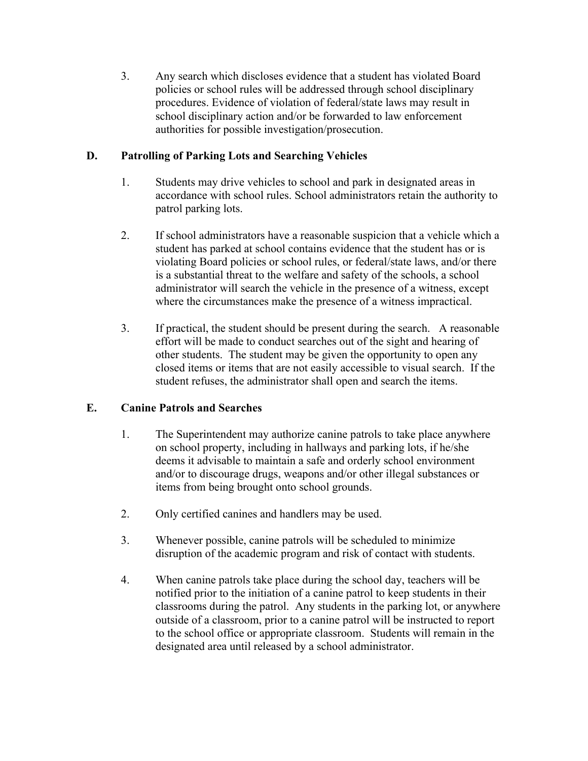3. Any search which discloses evidence that a student has violated Board policies or school rules will be addressed through school disciplinary procedures. Evidence of violation of federal/state laws may result in school disciplinary action and/or be forwarded to law enforcement authorities for possible investigation/prosecution.

### D. Patrolling of Parking Lots and Searching Vehicles

1. Students may drive vehicles to school and park in designated areas in accordance with school rules. School administrators retain the authority to patrol parking lots.

2. If school administrators have a reasonable suspicion that a vehicle which a student has parked at school contains evidence that the student has or is violating Board policies or school rules, or federal/state laws, and/or there is a substantial threat to the welfare and safety of the schools, a school administrator will search the vehicle in the presence of a witness, except where the circumstances make the presence of a witness impractical.

3. If practical, the student should be present during the search. A reasonable effort will be made to conduct searches out of the sight and hearing of other students. The student may be given the opportunity to open any closed items or items that are not easily accessible to visual search. If the student refuses, the administrator shall open and search the items.

### E. Canine Patrols and Searches

1. The Superintendent may authorize canine patrols to take place anywhere on school property, including in hallways and parking lots, if he/she deems it advisable to maintain a safe and orderly school environment and/or to discourage drugs, weapons and/or other illegal substances or items from being brought onto school grounds.

2. Only certified canines and handlers may be used.

3. Whenever possible, canine patrols will be scheduled to minimize disruption of the academic program and risk of contact with students.

4. When canine patrols take place during the school day, teachers will be notified prior to the initiation of a canine patrol to keep students in their classrooms during the patrol. Any students in the parking lot, or anywhere outside of a classroom, prior to a canine patrol will be instructed to report to the school office or appropriate classroom. Students will remain in the designated area until released by a school administrator.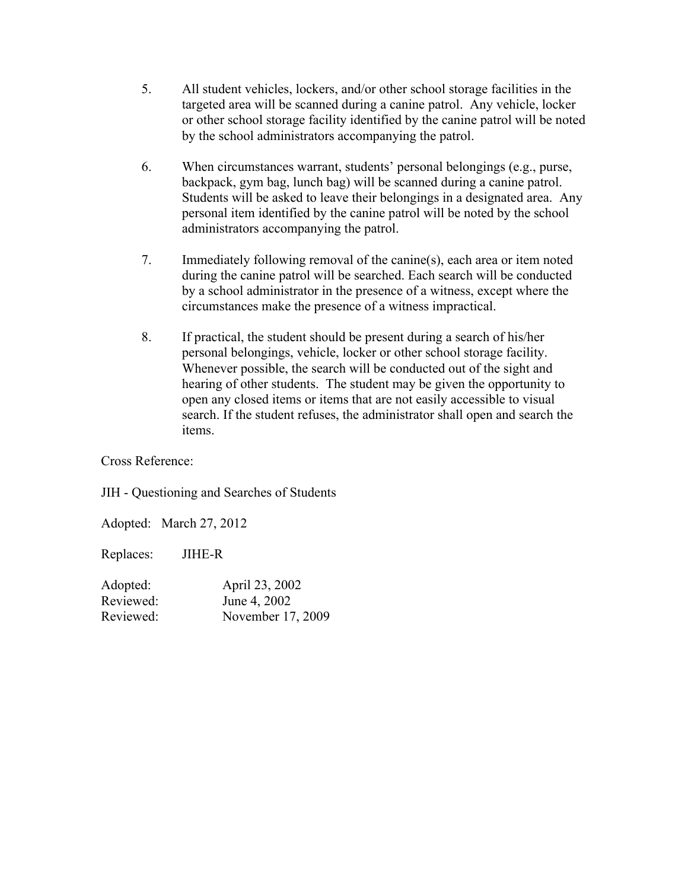5. All student vehicles, lockers, and/or other school storage facilities in the targeted area will be scanned during a canine patrol. Any vehicle, locker or other school storage facility identified by the canine patrol will be noted by the school administrators accompanying the patrol.

6. When circumstances warrant, students' personal belongings (e.g., purse, backpack, gym bag, lunch bag) will be scanned during a canine patrol. Students will be asked to leave their belongings in a designated area. Any personal item identified by the canine patrol will be noted by the school administrators accompanying the patrol.

7. Immediately following removal of the canine(s), each area or item noted during the canine patrol will be searched. Each search will be conducted by a school administrator in the presence of a witness, except where the circumstances make the presence of a witness impractical.

8. If practical, the student should be present during a search of his/her personal belongings, vehicle, locker or other school storage facility. Whenever possible, the search will be conducted out of the sight and hearing of other students. The student may be given the opportunity to open any closed items or items that are not easily accessible to visual search. If the student refuses, the administrator shall open and search the items.

Cross Reference:

JIH - Questioning and Searches of Students

Adopted: March 27, 2012

Replaces: JIHE-R

Adopted: April 23, 2002
Reviewed: June 4, 2002
Reviewed: November 17, 2009